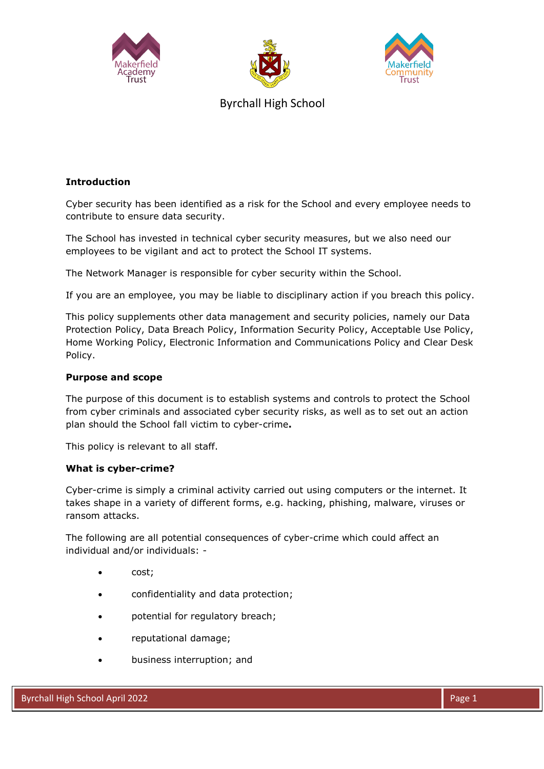Byrchall High School

**Introduction**

Cyber security has been identified as a risk for the School and every employee needs to contribute to ensure data security.

The School has invested in technical cyber security measures, but we also need our employees to be vigilant and act to protect the School IT systems.

The Network Manager is responsible for cyber security within the School.

If you are an employee, you may be liable to disciplinary action if you breach this policy.

This policy supplements other data management and security policies, namely our Data Protection Policy, Data Breach Policy, Information Security Policy, Acceptable Use Policy, Home Working Policy, Electronic Information and Communications Policy and Clear Desk Policy.

**Purpose and scope**

The purpose of this document is to establish systems and controls to protect the School from cyber criminals and associated cyber security risks, as well as to set out an action plan should the School fall victim to cyber-crime**.**

This policy is relevant to all staff.

**What is cyber-crime?**

Cyber-crime is simply a criminal activity carried out using computers or the internet. It takes shape in a variety of different forms, e.g. hacking, phishing, malware, viruses or ransom attacks.

The following are all potential consequences of cyber-crime which could affect an individual and/or individuals: -

- cost;
- confidentiality and data protection;
- potential for regulatory breach;
- reputational damage;
- business interruption; and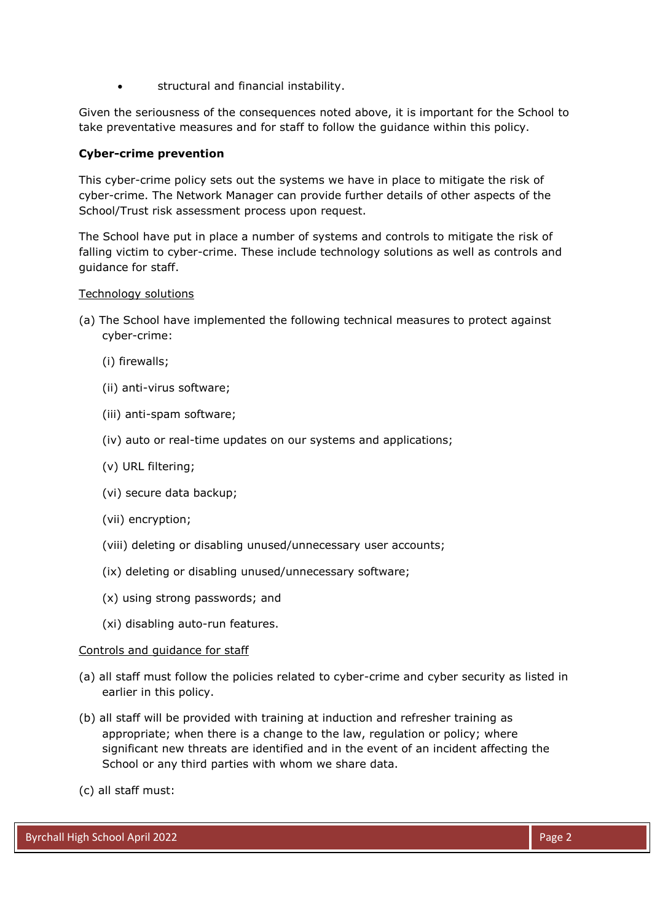- structural and financial instability.

Given the seriousness of the consequences noted above, it is important for the School to take preventative measures and for staff to follow the guidance within this policy.

**Cyber-crime prevention**

This cyber-crime policy sets out the systems we have in place to mitigate the risk of cyber-crime. The Network Manager can provide further details of other aspects of the School/Trust risk assessment process upon request.

The School have put in place a number of systems and controls to mitigate the risk of falling victim to cyber-crime. These include technology solutions as well as controls and guidance for staff.

<u>Technology solutions</u>

(a) The School have implemented the following technical measures to protect against cyber-crime:

(i) firewalls;

(ii) anti-virus software;

(iii) anti-spam software;

(iv) auto or real-time updates on our systems and applications;

(v) URL filtering;

(vi) secure data backup;

(vii) encryption;

(viii) deleting or disabling unused/unnecessary user accounts;

(ix) deleting or disabling unused/unnecessary software;

(x) using strong passwords; and

(xi) disabling auto-run features.

<u>Controls and guidance for staff</u>

(a) all staff must follow the policies related to cyber-crime and cyber security as listed in earlier in this policy.

(b) all staff will be provided with training at induction and refresher training as appropriate; when there is a change to the law, regulation or policy; where significant new threats are identified and in the event of an incident affecting the School or any third parties with whom we share data.

(c) all staff must: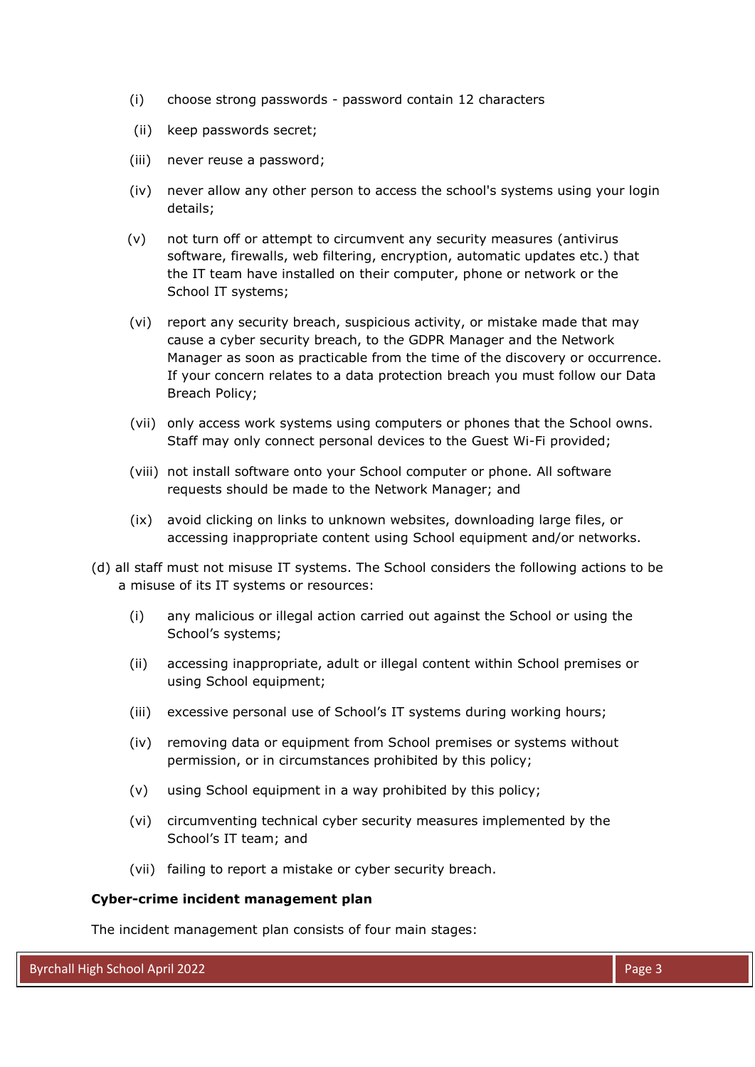(i) choose strong passwords - password contain 12 characters

(ii) keep passwords secret;

(iii) never reuse a password;

(iv) never allow any other person to access the school's systems using your login details;

(v) not turn off or attempt to circumvent any security measures (antivirus software, firewalls, web filtering, encryption, automatic updates etc.) that the IT team have installed on their computer, phone or network or the School IT systems;

(vi) report any security breach, suspicious activity, or mistake made that may cause a cyber security breach, to the GDPR Manager and the Network Manager as soon as practicable from the time of the discovery or occurrence. If your concern relates to a data protection breach you must follow our Data Breach Policy;

(vii) only access work systems using computers or phones that the School owns. Staff may only connect personal devices to the Guest Wi-Fi provided;

(viii) not install software onto your School computer or phone. All software requests should be made to the Network Manager; and

(ix) avoid clicking on links to unknown websites, downloading large files, or accessing inappropriate content using School equipment and/or networks.

(d) all staff must not misuse IT systems. The School considers the following actions to be a misuse of its IT systems or resources:

(i) any malicious or illegal action carried out against the School or using the School's systems;

(ii) accessing inappropriate, adult or illegal content within School premises or using School equipment;

(iii) excessive personal use of School's IT systems during working hours;

(iv) removing data or equipment from School premises or systems without permission, or in circumstances prohibited by this policy;

(v) using School equipment in a way prohibited by this policy;

(vi) circumventing technical cyber security measures implemented by the School's IT team; and

(vii) failing to report a mistake or cyber security breach.

**Cyber-crime incident management plan**

The incident management plan consists of four main stages: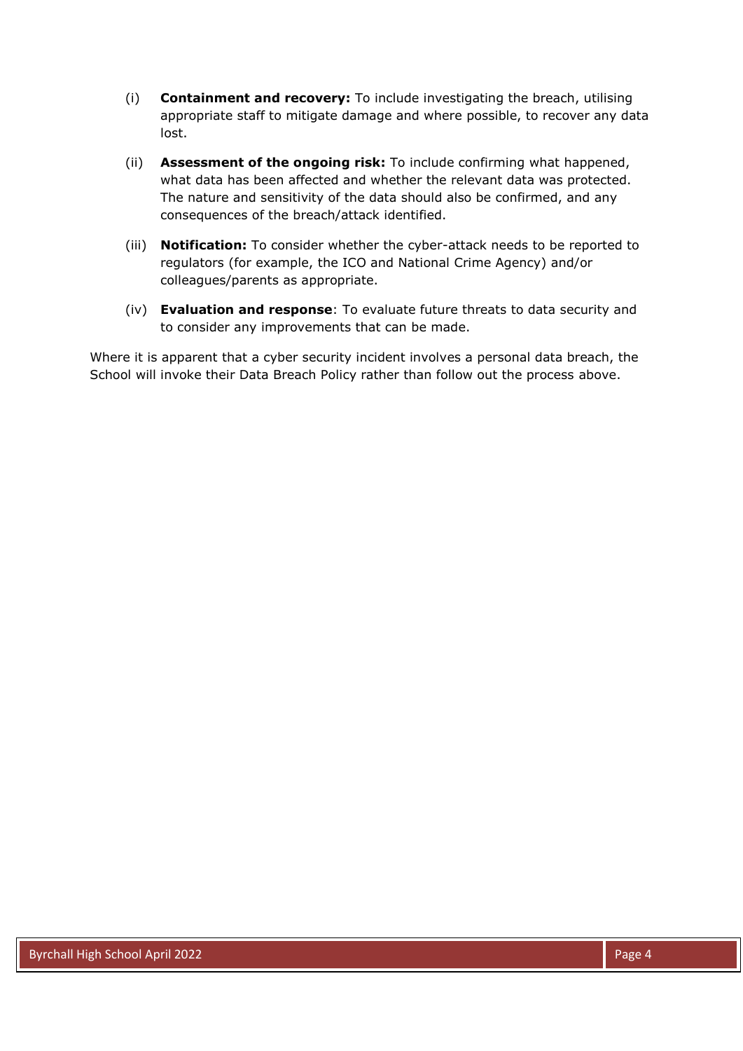(i) **Containment and recovery:** To include investigating the breach, utilising appropriate staff to mitigate damage and where possible, to recover any data lost.

(ii) **Assessment of the ongoing risk:** To include confirming what happened, what data has been affected and whether the relevant data was protected. The nature and sensitivity of the data should also be confirmed, and any consequences of the breach/attack identified.

(iii) **Notification:** To consider whether the cyber-attack needs to be reported to regulators (for example, the ICO and National Crime Agency) and/or colleagues/parents as appropriate.

(iv) **Evaluation and response**: To evaluate future threats to data security and to consider any improvements that can be made.

Where it is apparent that a cyber security incident involves a personal data breach, the School will invoke their Data Breach Policy rather than follow out the process above.